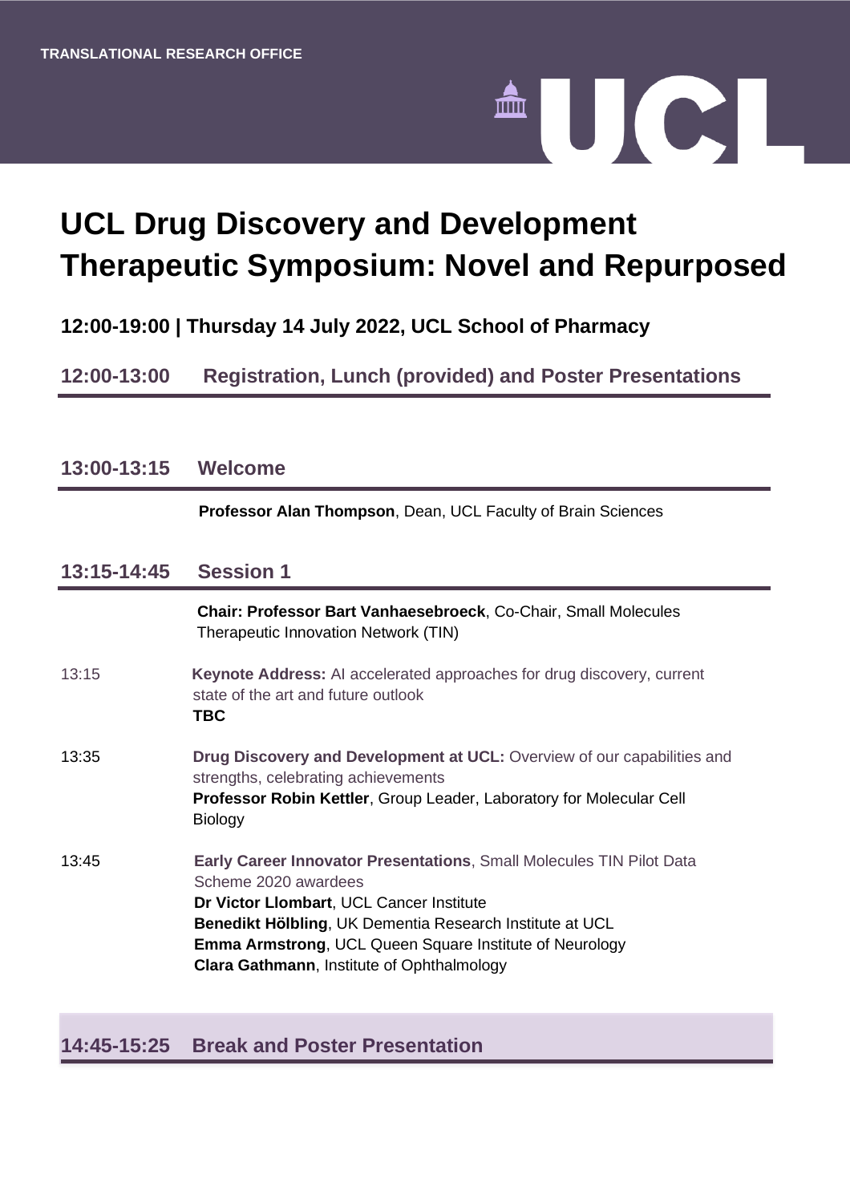TRANSLATIONAL RESEARCH OFFICE

UCL

# UCL Drug Discovery and Development Therapeutic Symposium: Novel and Repurposed

**12:00-19:00 | Thursday 14 July 2022, UCL School of Pharmacy**

## 12:00-13:00 Registration, Lunch (provided) and Poster Presentations

## 13:00-13:15 Welcome

**Professor Alan Thompson**, Dean, UCL Faculty of Brain Sciences

## 13:15-14:45 Session 1

**Chair: Professor Bart Vanhaesebroeck**, Co-Chair, Small Molecules Therapeutic Innovation Network (TIN)

13:15 **Keynote Address:** AI accelerated approaches for drug discovery, current state of the art and future outlook
**TBC**

13:35 **Drug Discovery and Development at UCL:** Overview of our capabilities and strengths, celebrating achievements
**Professor Robin Kettler**, Group Leader, Laboratory for Molecular Cell Biology

13:45 **Early Career Innovator Presentations**, Small Molecules TIN Pilot Data Scheme 2020 awardees
**Dr Victor Llombart**, UCL Cancer Institute
**Benedikt Hölbling**, UK Dementia Research Institute at UCL
**Emma Armstrong**, UCL Queen Square Institute of Neurology
**Clara Gathmann**, Institute of Ophthalmology

## 14:45-15:25 Break and Poster Presentation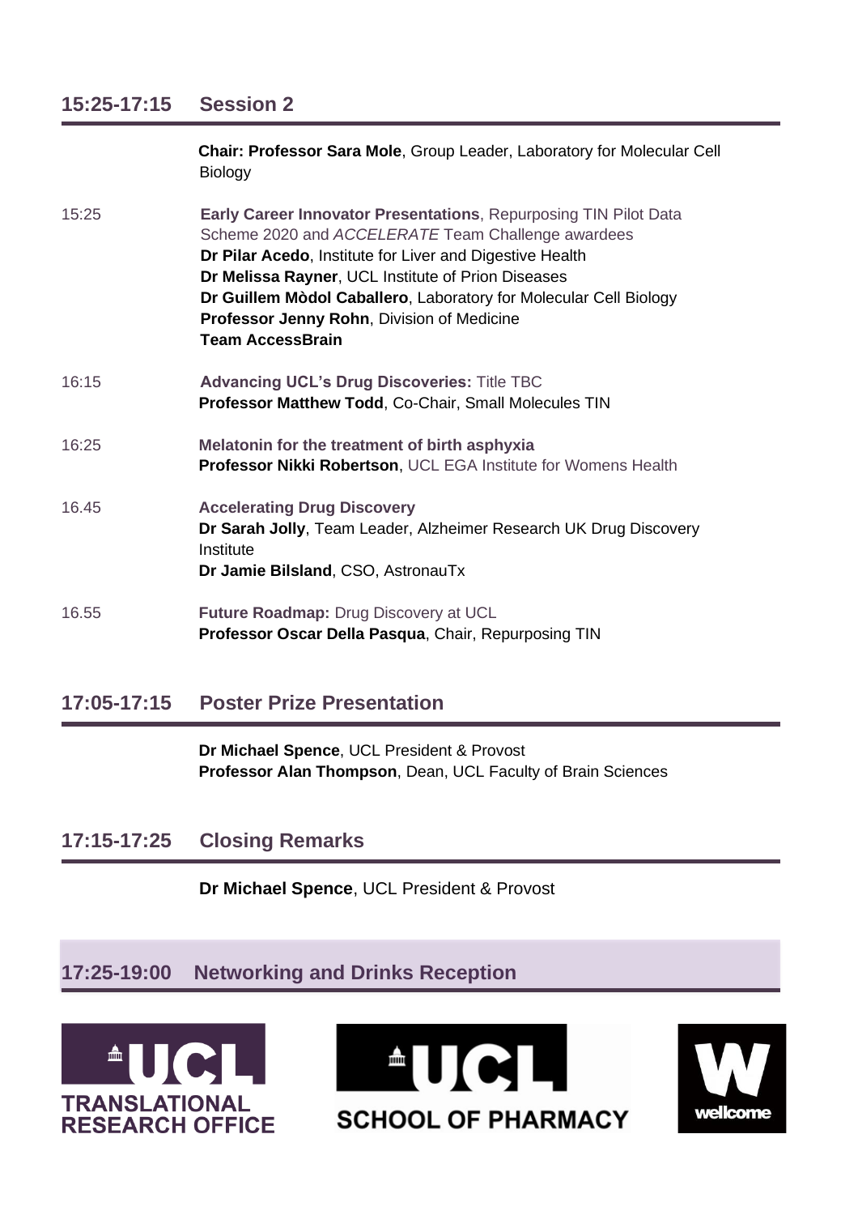## 15:25-17:15 Session 2

**Chair: Professor Sara Mole**, Group Leader, Laboratory for Molecular Cell Biology

15:25 **Early Career Innovator Presentations**, Repurposing TIN Pilot Data Scheme 2020 and *ACCELERATE* Team Challenge awardees
**Dr Pilar Acedo**, Institute for Liver and Digestive Health
**Dr Melissa Rayner**, UCL Institute of Prion Diseases
**Dr Guillem Mòdol Caballero**, Laboratory for Molecular Cell Biology
**Professor Jenny Rohn**, Division of Medicine
**Team AccessBrain**

16:15 **Advancing UCL's Drug Discoveries:** Title TBC
**Professor Matthew Todd**, Co-Chair, Small Molecules TIN

16:25 **Melatonin for the treatment of birth asphyxia**
**Professor Nikki Robertson**, UCL EGA Institute for Womens Health

16.45 **Accelerating Drug Discovery**
**Dr Sarah Jolly**, Team Leader, Alzheimer Research UK Drug Discovery Institute
**Dr Jamie Bilsland**, CSO, AstronauTx

16.55 **Future Roadmap:** Drug Discovery at UCL
**Professor Oscar Della Pasqua**, Chair, Repurposing TIN

## 17:05-17:15 Poster Prize Presentation

**Dr Michael Spence**, UCL President & Provost
**Professor Alan Thompson**, Dean, UCL Faculty of Brain Sciences

## 17:15-17:25 Closing Remarks

**Dr Michael Spence**, UCL President & Provost

## 17:25-19:00 Networking and Drinks Reception

UCL TRANSLATIONAL RESEARCH OFFICE

UCL SCHOOL OF PHARMACY

wellcome